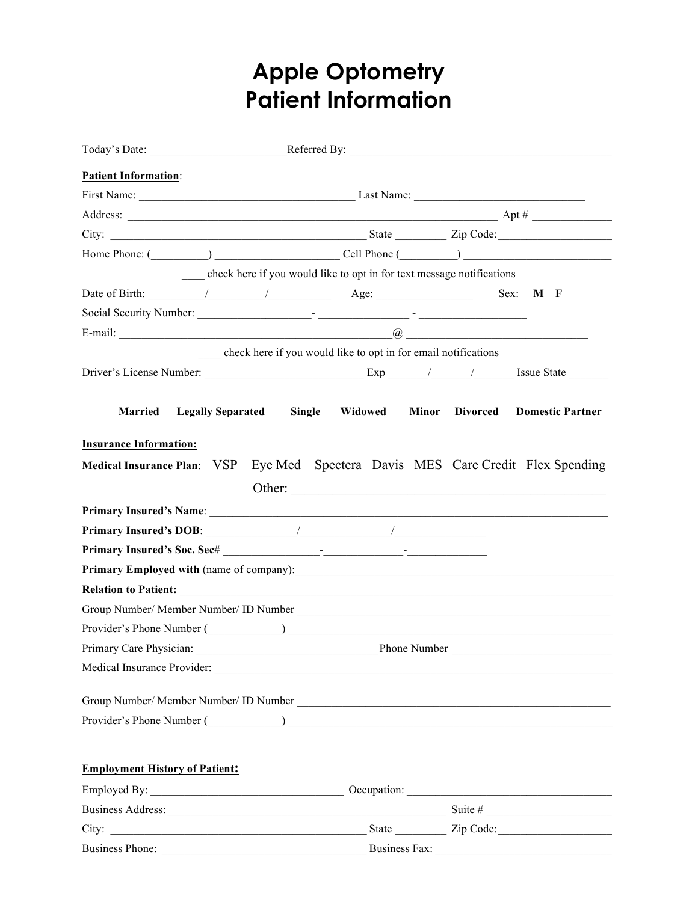# Apple Optometry
# Patient Information

Today's Date: ________________________ Referred By: ______________________________________________

**Patient Information**:

First Name: _____________________________________ Last Name: ______________________________

Address: _______________________________________________________________ Apt # ______________

City: ____________________________________________ State _________ Zip Code: ____________________

Home Phone: (__________) _____________________ Cell Phone (_________) _________________________

____ check here if you would like to opt in for text message notifications

Date of Birth: __________/_________/__________ Age: ________________ Sex: **M F**

Social Security Number: ____________________- _______________ - __________________

E-mail: _____________________________________________@ ______________________________

____ check here if you would like to opt in for email notifications

Driver's License Number: ___________________________ Exp _______/_______/_______ Issue State _______

**Married Legally Separated Single Widowed Minor Divorced Domestic Partner**

**Insurance Information:**

**Medical Insurance Plan**: VSP Eye Med Spectera Davis MES Care Credit Flex Spending

Other: _________________________________________________

**Primary Insured's Name**: ________________________________________________________________

**Primary Insured's DOB**: _______________/_______________/_______________

**Primary Insured's Soc. Sec**# _________________-______________-______________

**Primary Employed with** (name of company):_____________________________________________________

**Relation to Patient:** ___________________________________________________________________

Group Number/ Member Number/ ID Number _____________________________________________________

Provider's Phone Number (_____________) _____________________________________________________

Primary Care Physician: _______________________________ Phone Number ___________________________

Medical Insurance Provider: ________________________________________________________________

Group Number/ Member Number/ ID Number _____________________________________________________

Provider's Phone Number (_____________) _____________________________________________________

**Employment History of Patient:**

Employed By: __________________________________ Occupation: ___________________________________

Business Address: ______________________________________________ Suite # _____________________

City: ____________________________________________ State _________ Zip Code: ____________________

Business Phone: ___________________________________ Business Fax: ______________________________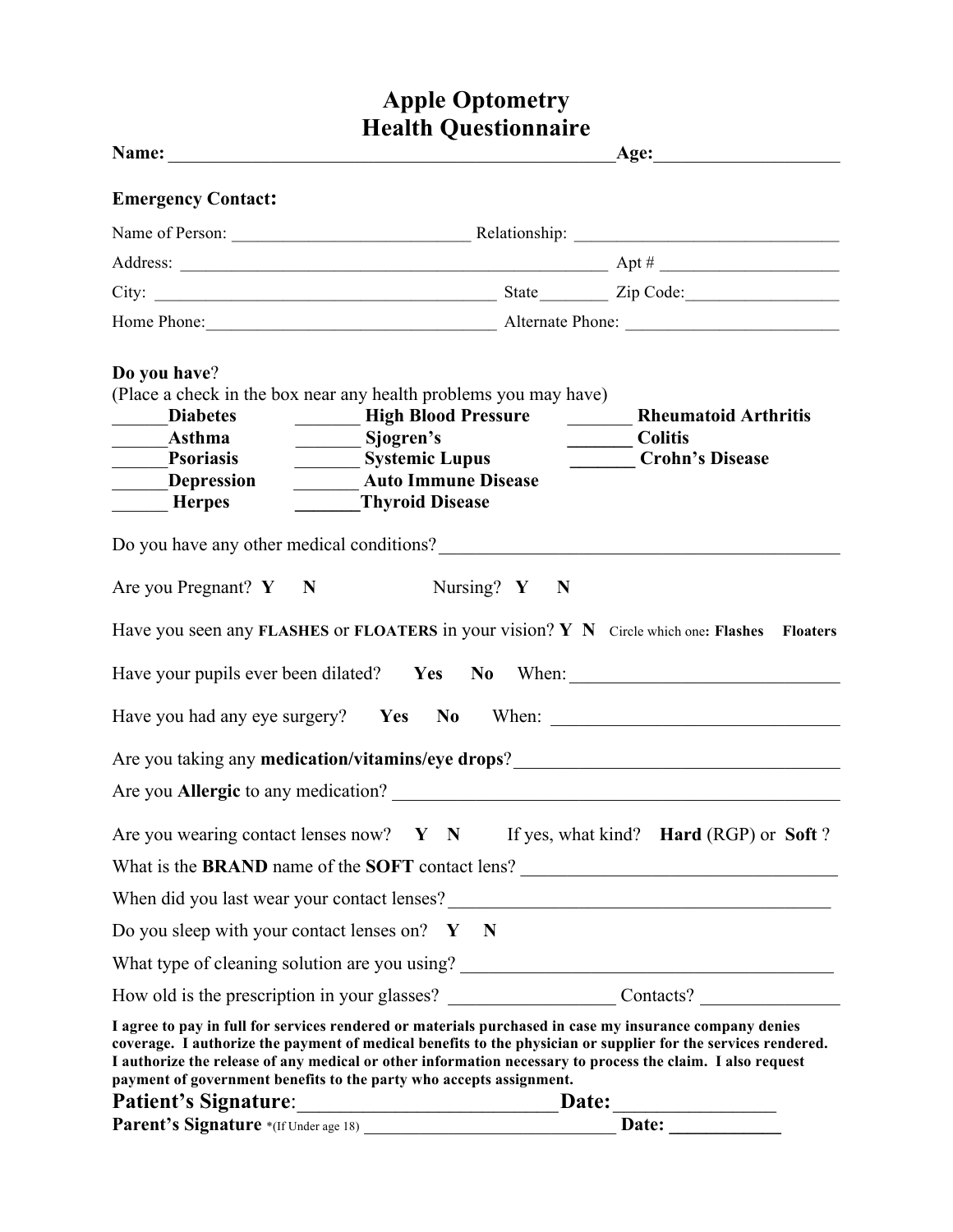# Apple Optometry
# Health Questionnaire

**Name:** ________________________________________________ **Age:** ____________________

**Emergency Contact:**

Name of Person: ____________________________ Relationship: _______________________________

Address: __________________________________________________ Apt # _____________________

City: _________________________________________ State________ Zip Code:__________________

Home Phone:_________________________________ Alternate Phone: _________________________

**Do you have**?
(Place a check in the box near any health problems you may have)

| | | |
|---|---|---|
| ______**Diabetes** | _______ **High Blood Pressure** | _______ **Rheumatoid Arthritis** |
| ______**Asthma** | _______ **Sjogren's** | _______ **Colitis** |
| ______**Psoriasis** | _______ **Systemic Lupus** | _______ **Crohn's Disease** |
| ______**Depression** | _______ **Auto Immune Disease** | |
| ______ **Herpes** | _______**Thyroid Disease** | |

Do you have any other medical conditions?___________________________________________

Are you Pregnant? **Y** **N** Nursing? **Y** **N**

Have you seen any **FLASHES** or **FLOATERS** in your vision? **Y** **N** Circle which one**: Flashes** **Floaters**

Have your pupils ever been dilated? **Yes** **No** When: _____________________________

Have you had any eye surgery? **Yes** **No** When: _______________________________

Are you taking any **medication/vitamins/eye drops**?___________________________________

Are you **Allergic** to any medication? _______________________________________________

Are you wearing contact lenses now? **Y** **N** If yes, what kind? **Hard** (RGP) or **Soft** ?

What is the **BRAND** name of the **SOFT** contact lens? ___________________________________

When did you last wear your contact lenses?_________________________________________

Do you sleep with your contact lenses on? **Y** **N**

What type of cleaning solution are you using? _________________________________________

How old is the prescription in your glasses? _________________ Contacts? _______________

**I agree to pay in full for services rendered or materials purchased in case my insurance company denies coverage. I authorize the payment of medical benefits to the physician or supplier for the services rendered. I authorize the release of any medical or other information necessary to process the claim. I also request payment of government benefits to the party who accepts assignment.**

**Patient's Signature**:__________________________ **Date:**________________

**Parent's Signature** *(If Under age 18) _____________________________ **Date:** ___________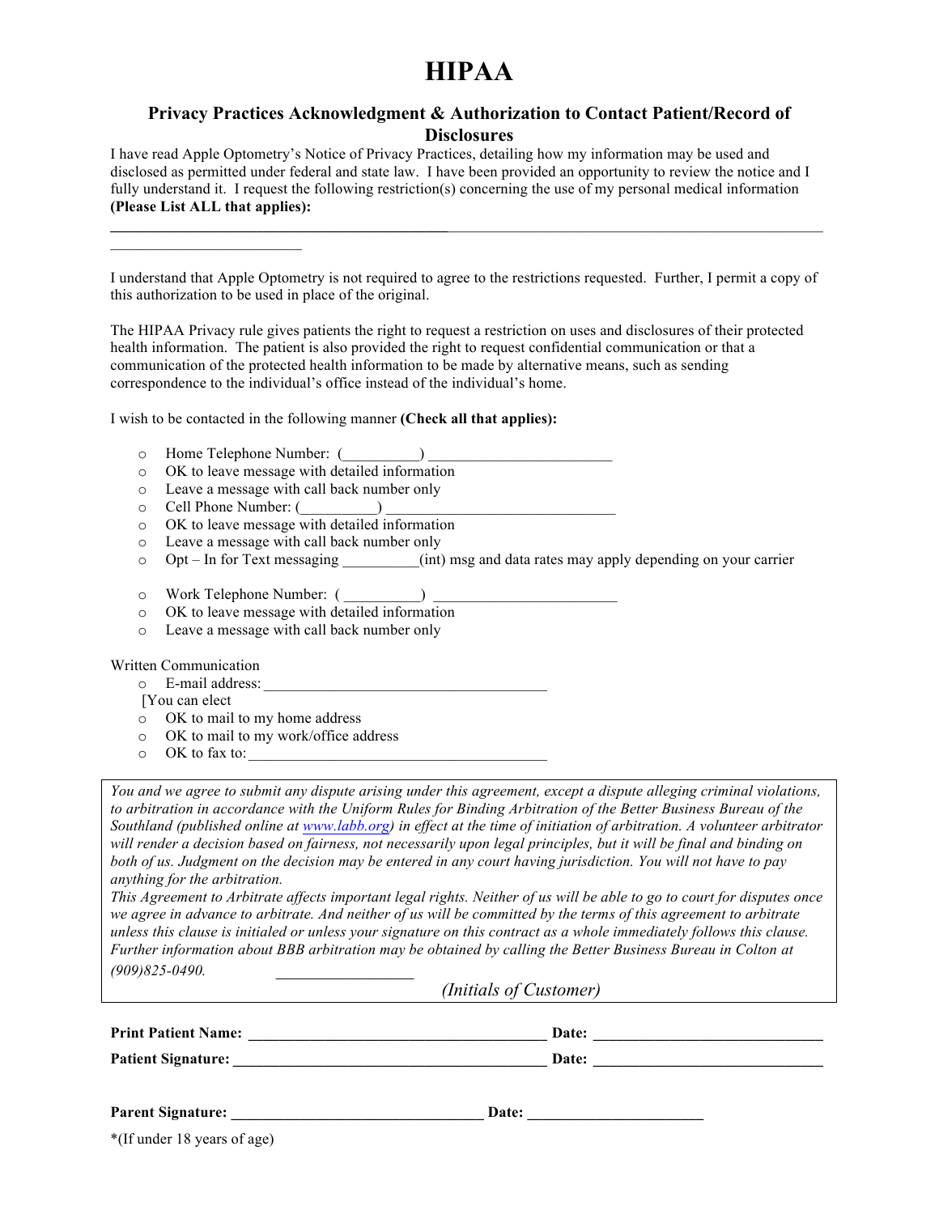# HIPAA

### Privacy Practices Acknowledgment & Authorization to Contact Patient/Record of Disclosures

I have read Apple Optometry's Notice of Privacy Practices, detailing how my information may be used and disclosed as permitted under federal and state law. I have been provided an opportunity to review the notice and I fully understand it. I request the following restriction(s) concerning the use of my personal medical information **(Please List ALL that applies):**

______________________________________________________________________________________________

__________________________

I understand that Apple Optometry is not required to agree to the restrictions requested. Further, I permit a copy of this authorization to be used in place of the original.

The HIPAA Privacy rule gives patients the right to request a restriction on uses and disclosures of their protected health information. The patient is also provided the right to request confidential communication or that a communication of the protected health information to be made by alternative means, such as sending correspondence to the individual's office instead of the individual's home.

I wish to be contacted in the following manner **(Check all that applies):**

- Home Telephone Number: (__________) ________________________
- OK to leave message with detailed information
- Leave a message with call back number only
- Cell Phone Number: (__________) ______________________________
- OK to leave message with detailed information
- Leave a message with call back number only
- Opt – In for Text messaging __________(int) msg and data rates may apply depending on your carrier

- Work Telephone Number: ( __________) ________________________
- OK to leave message with detailed information
- Leave a message with call back number only

Written Communication

- E-mail address: _____________________________________

[You can elect

- OK to mail to my home address
- OK to mail to my work/office address
- OK to fax to: _______________________________________

*You and we agree to submit any dispute arising under this agreement, except a dispute alleging criminal violations, to arbitration in accordance with the Uniform Rules for Binding Arbitration of the Better Business Bureau of the Southland (published online at www.labb.org) in effect at the time of initiation of arbitration. A volunteer arbitrator will render a decision based on fairness, not necessarily upon legal principles, but it will be final and binding on both of us. Judgment on the decision may be entered in any court having jurisdiction. You will not have to pay anything for the arbitration.*

*This Agreement to Arbitrate affects important legal rights. Neither of us will be able to go to court for disputes once we agree in advance to arbitrate. And neither of us will be committed by the terms of this agreement to arbitrate unless this clause is initialed or unless your signature on this contract as a whole immediately follows this clause. Further information about BBB arbitration may be obtained by calling the Better Business Bureau in Colton at (909)825-0490.* __________________

*(Initials of Customer)*

**Print Patient Name:** _______________________________________ **Date:** ______________________________

**Patient Signature:** _________________________________________ **Date:** ______________________________

**Parent Signature:** ________________________________ **Date:** _______________________

*(If under 18 years of age)